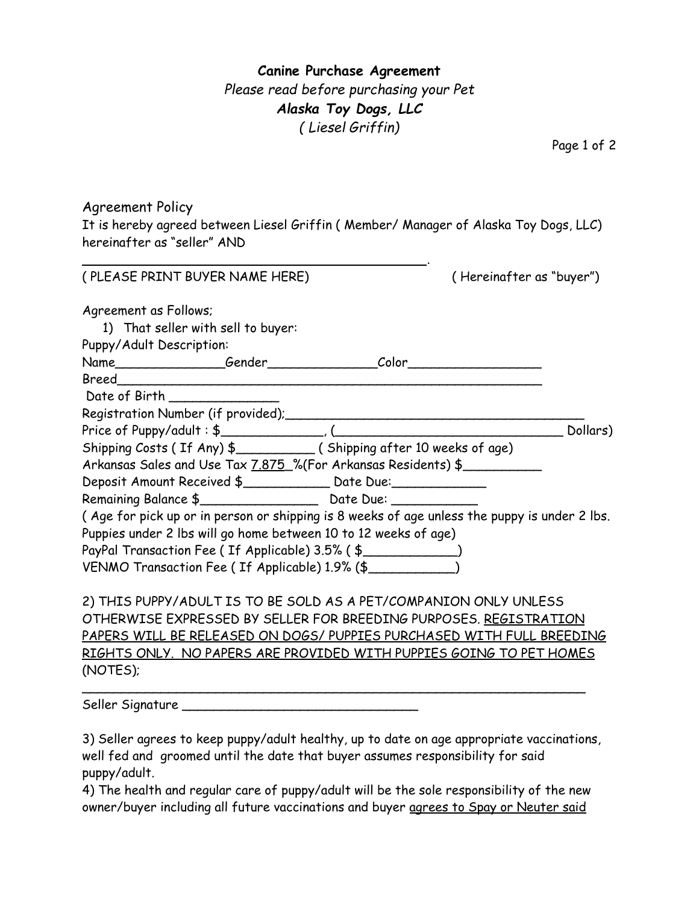# Canine Purchase Agreement

*Please read before purchasing your Pet*

***Alaska Toy Dogs, LLC***

*( Liesel Griffin)*

## Agreement Policy

It is hereby agreed between Liesel Griffin ( Member/ Manager of Alaska Toy Dogs, LLC) hereinafter as "seller" AND

______________________________________________.

( PLEASE PRINT BUYER NAME HERE) ( Hereinafter as "buyer")

Agreement as Follows;

1) That seller with sell to buyer:

Puppy/Adult Description:

Name______________Gender______________Color_________________

Breed_______________________________________________________

Date of Birth ______________

Registration Number (if provided);_______________________________________

Price of Puppy/adult : $_____________, (______________________________ Dollars)

Shipping Costs ( If Any) $__________ ( Shipping after 10 weeks of age)

Arkansas Sales and Use Tax 7.875 %(For Arkansas Residents) $__________

Deposit Amount Received $___________ Date Due:____________

Remaining Balance $_______________ Date Due: ___________

( Age for pick up or in person or shipping is 8 weeks of age unless the puppy is under 2 lbs. Puppies under 2 lbs will go home between 10 to 12 weeks of age)

PayPal Transaction Fee ( If Applicable) 3.5% ( $____________)

VENMO Transaction Fee ( If Applicable) 1.9% ($___________)

2) THIS PUPPY/ADULT IS TO BE SOLD AS A PET/COMPANION ONLY UNLESS OTHERWISE EXPRESSED BY SELLER FOR BREEDING PURPOSES. <u>REGISTRATION PAPERS WILL BE RELEASED ON DOGS/ PUPPIES PURCHASED WITH FULL BREEDING RIGHTS ONLY. NO PAPERS ARE PROVIDED WITH PUPPIES GOING TO PET HOMES</u> (NOTES);

_________________________________________________________________

Seller Signature _______________________________

3) Seller agrees to keep puppy/adult healthy, up to date on age appropriate vaccinations, well fed and groomed until the date that buyer assumes responsibility for said puppy/adult.

4) The health and regular care of puppy/adult will be the sole responsibility of the new owner/buyer including all future vaccinations and buyer <u>agrees to Spay or Neuter said</u>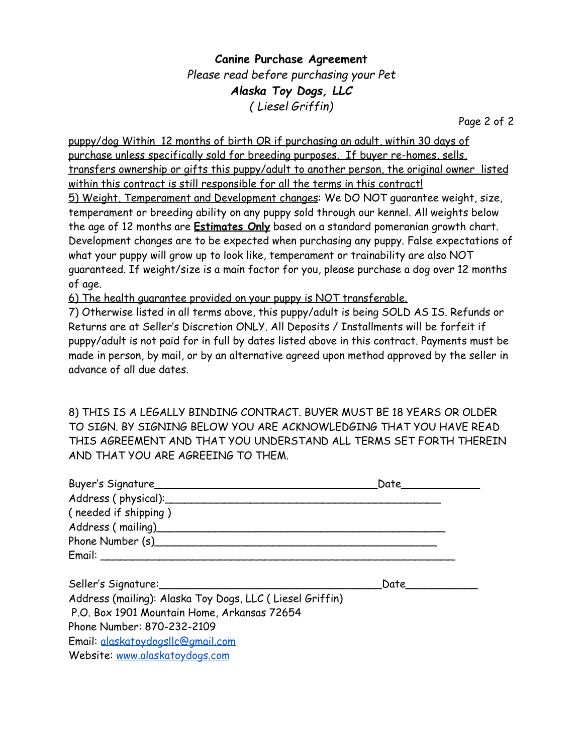**Canine Purchase Agreement**

*Please read before purchasing your Pet*

***Alaska Toy Dogs, LLC***

*( Liesel Griffin)*

puppy/dog Within 12 months of birth OR if purchasing an adult, within 30 days of purchase unless specifically sold for breeding purposes. If buyer re-homes, sells, transfers ownership or gifts this puppy/adult to another person, the original owner listed within this contract is still responsible for all the terms in this contract!

5) Weight, Temperament and Development changes: We DO NOT guarantee weight, size, temperament or breeding ability on any puppy sold through our kennel. All weights below the age of 12 months are **Estimates Only** based on a standard pomeranian growth chart. Development changes are to be expected when purchasing any puppy. False expectations of what your puppy will grow up to look like, temperament or trainability are also NOT guaranteed. If weight/size is a main factor for you, please purchase a dog over 12 months of age.

6) The health guarantee provided on your puppy is NOT transferable.

7) Otherwise listed in all terms above, this puppy/adult is being SOLD AS IS. Refunds or Returns are at Seller's Discretion ONLY. All Deposits / Installments will be forfeit if puppy/adult is not paid for in full by dates listed above in this contract. Payments must be made in person, by mail, or by an alternative agreed upon method approved by the seller in advance of all due dates.

8) THIS IS A LEGALLY BINDING CONTRACT. BUYER MUST BE 18 YEARS OR OLDER TO SIGN. BY SIGNING BELOW YOU ARE ACKNOWLEDGING THAT YOU HAVE READ THIS AGREEMENT AND THAT YOU UNDERSTAND ALL TERMS SET FORTH THEREIN AND THAT YOU ARE AGREEING TO THEM.

Buyer's Signature___________________________________Date____________

Address ( physical):___________________________________________

( needed if shipping )

Address ( mailing)____________________________________________

Phone Number (s)____________________________________________

Email: _______________________________________________________

Seller's Signature:___________________________________Date___________

Address (mailing): Alaska Toy Dogs, LLC ( Liesel Griffin)

P.O. Box 1901 Mountain Home, Arkansas 72654

Phone Number: 870-232-2109

Email: alaskatoydogsllc@gmail.com

Website: www.alaskatoydogs.com